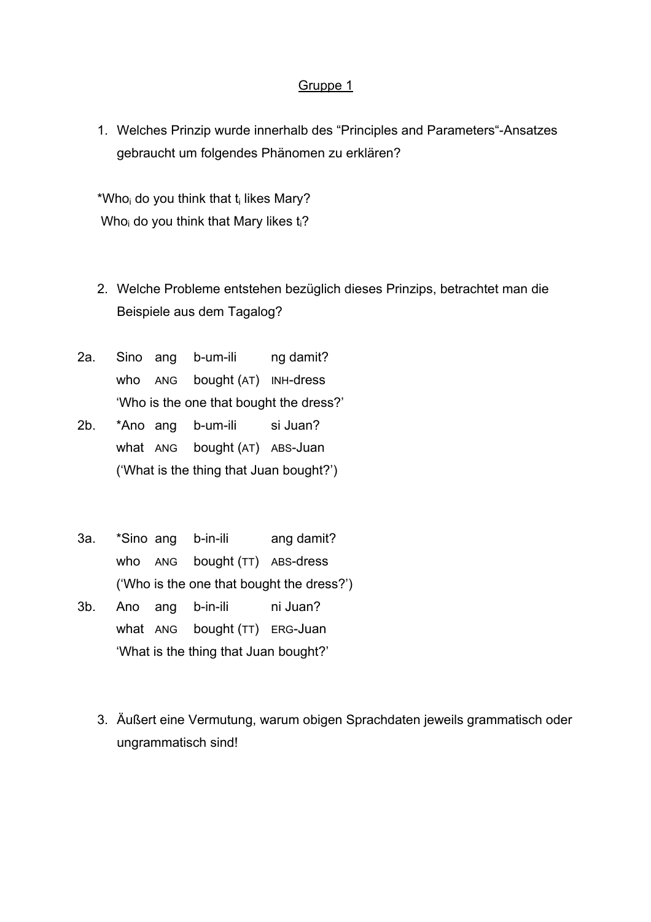# Gruppe 1

1. Welches Prinzip wurde innerhalb des “Principles and Parameters“-Ansatzes gebraucht um folgendes Phänomen zu erklären?

*Who$_i$ do you think that t$_i$ likes Mary?
Who$_i$ do you think that Mary likes t$_i$?

2. Welche Probleme entstehen bezüglich dieses Prinzips, betrachtet man die Beispiele aus dem Tagalog?

2a. Sino ang b-um-ili ng damit?
who ANG bought (AT) INH-dress
‘Who is the one that bought the dress?’

2b. *Ano ang b-um-ili si Juan?
what ANG bought (AT) ABS-Juan
(‘What is the thing that Juan bought?’)

3a. *Sino ang b-in-ili ang damit?
who ANG bought (TT) ABS-dress
(‘Who is the one that bought the dress?’)

3b. Ano ang b-in-ili ni Juan?
what ANG bought (TT) ERG-Juan
‘What is the thing that Juan bought?’

3. Äußert eine Vermutung, warum obigen Sprachdaten jeweils grammatisch oder ungrammatisch sind!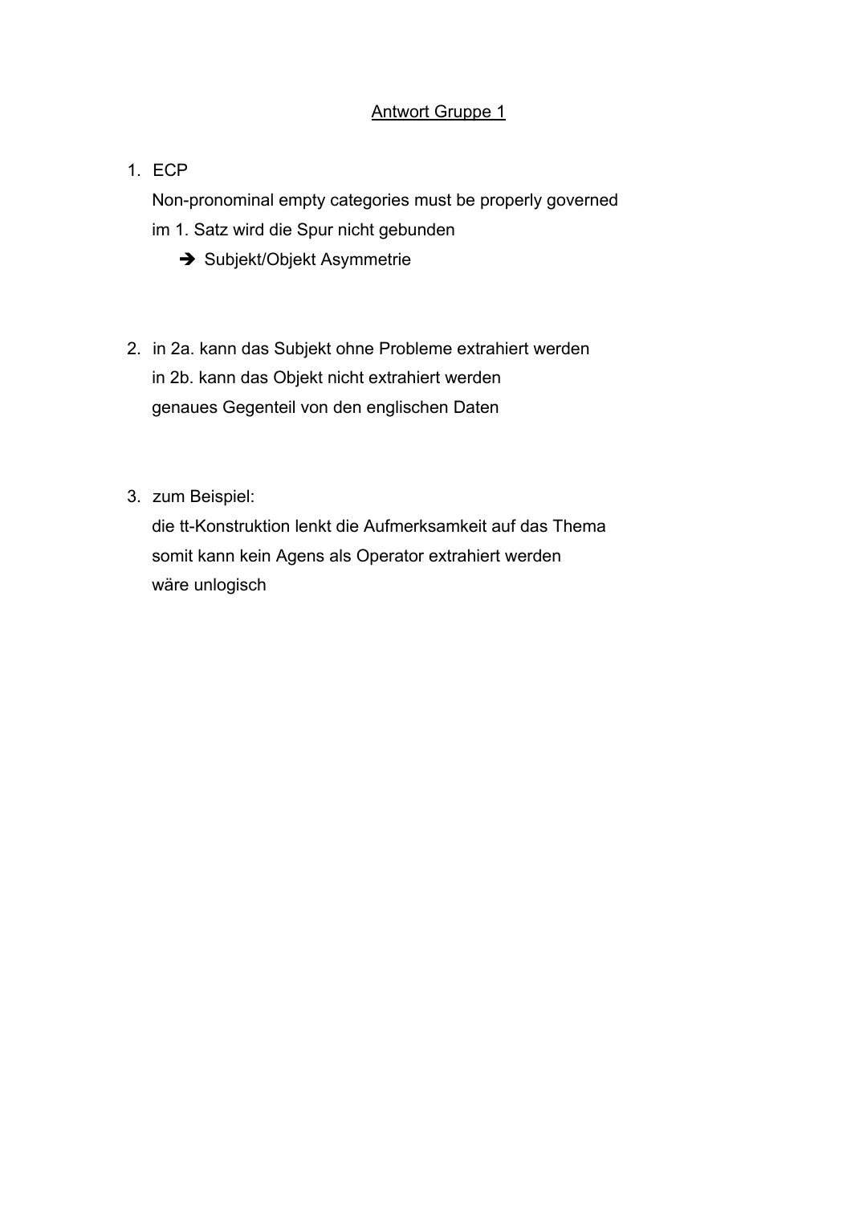Antwort Gruppe 1

1. ECP
   Non-pronominal empty categories must be properly governed
   im 1. Satz wird die Spur nicht gebunden
   - ➔ Subjekt/Objekt Asymmetrie

2. in 2a. kann das Subjekt ohne Probleme extrahiert werden
   in 2b. kann das Objekt nicht extrahiert werden
   genaues Gegenteil von den englischen Daten

3. zum Beispiel:
   die tt-Konstruktion lenkt die Aufmerksamkeit auf das Thema
   somit kann kein Agens als Operator extrahiert werden
   wäre unlogisch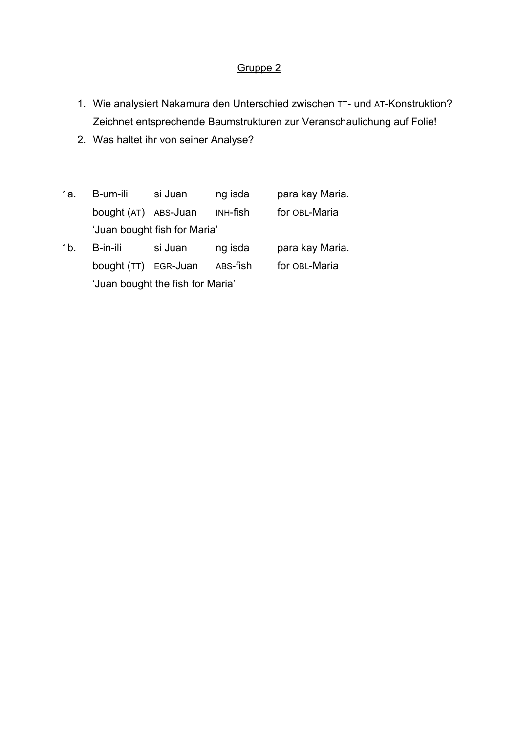<u>Gruppe 2</u>

1. Wie analysiert Nakamura den Unterschied zwischen TT- und AT-Konstruktion? Zeichnet entsprechende Baumstrukturen zur Veranschaulichung auf Folie!
2. Was haltet ihr von seiner Analyse?

| | | | | |
|---|---|---|---|---|
| 1a. | B-um-ili | si Juan | ng isda | para kay Maria. |
| | bought (AT) | ABS-Juan | INH-fish | for OBL-Maria |
| | 'Juan bought fish for Maria' | | | |
| 1b. | B-in-ili | si Juan | ng isda | para kay Maria. |
| | bought (TT) | EGR-Juan | ABS-fish | for OBL-Maria |
| | 'Juan bought the fish for Maria' | | | |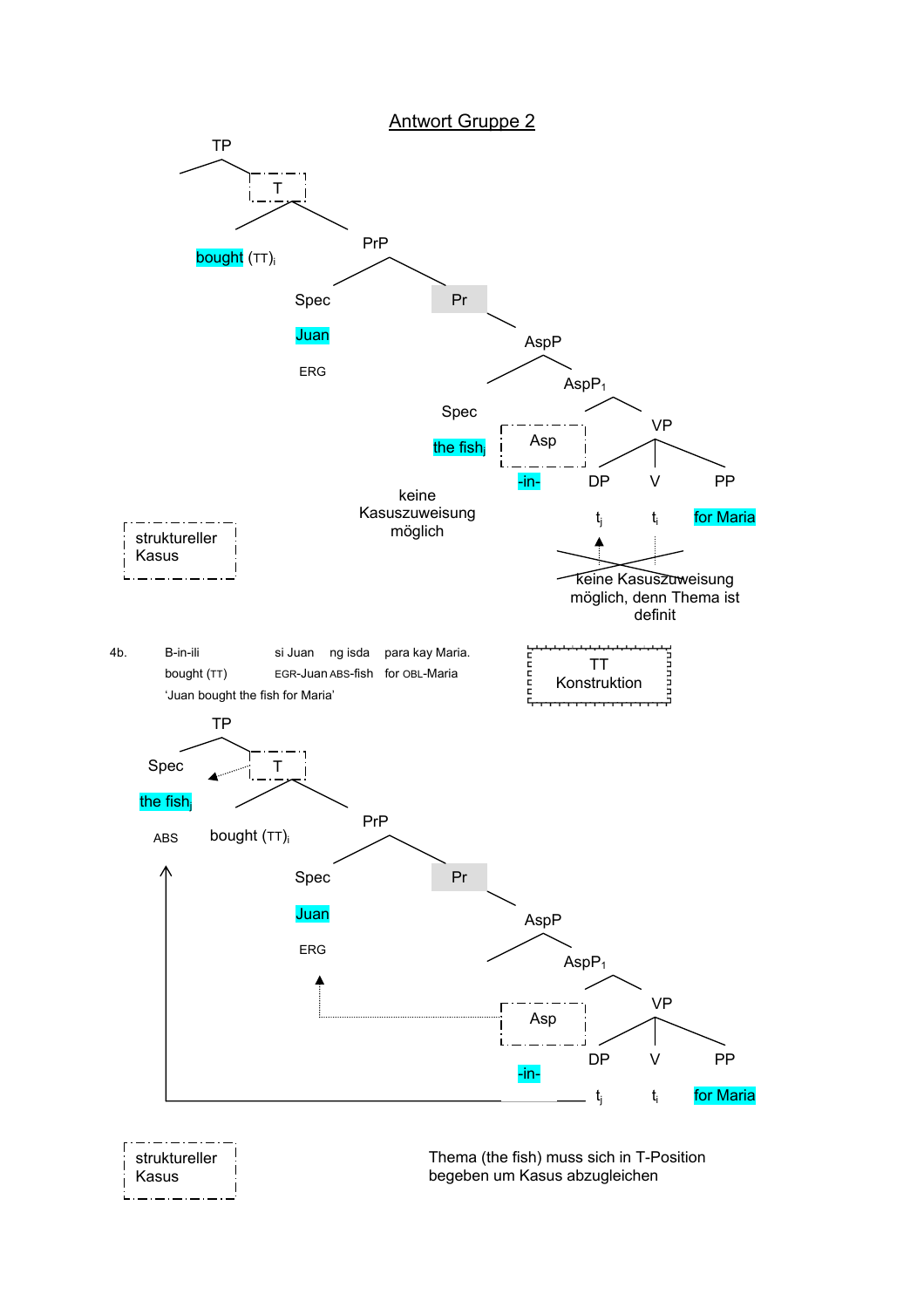## Antwort Gruppe 2

```
TP
  T
    bought (TT)_i
    PrP
      Spec: Juan (ERG)
      Pr
        AspP
          Spec: the fish_j
          AspP1
            Asp: -in-
            VP
              DP: t_j
              V: t_i
              PP: for Maria
```

keine Kasuszuweisung möglich

keine Kasuszuweisung möglich, denn Thema ist definit

struktureller Kasus

4b. B-in-ili si Juan ng isda para kay Maria.
bought (TT) EGR-Juan ABS-fish for OBL-Maria
'Juan bought the fish for Maria'

TT Konstruktion

```
TP
  Spec: the fish_j (ABS)
  T
    bought (TT)_i
    PrP
      Spec: Juan (ERG)
      Pr
        AspP
          AspP1
            Asp: -in-
            VP
              DP: t_j
              V: t_i
              PP: for Maria
```

struktureller Kasus

Thema (the fish) muss sich in T-Position begeben um Kasus abzugleichen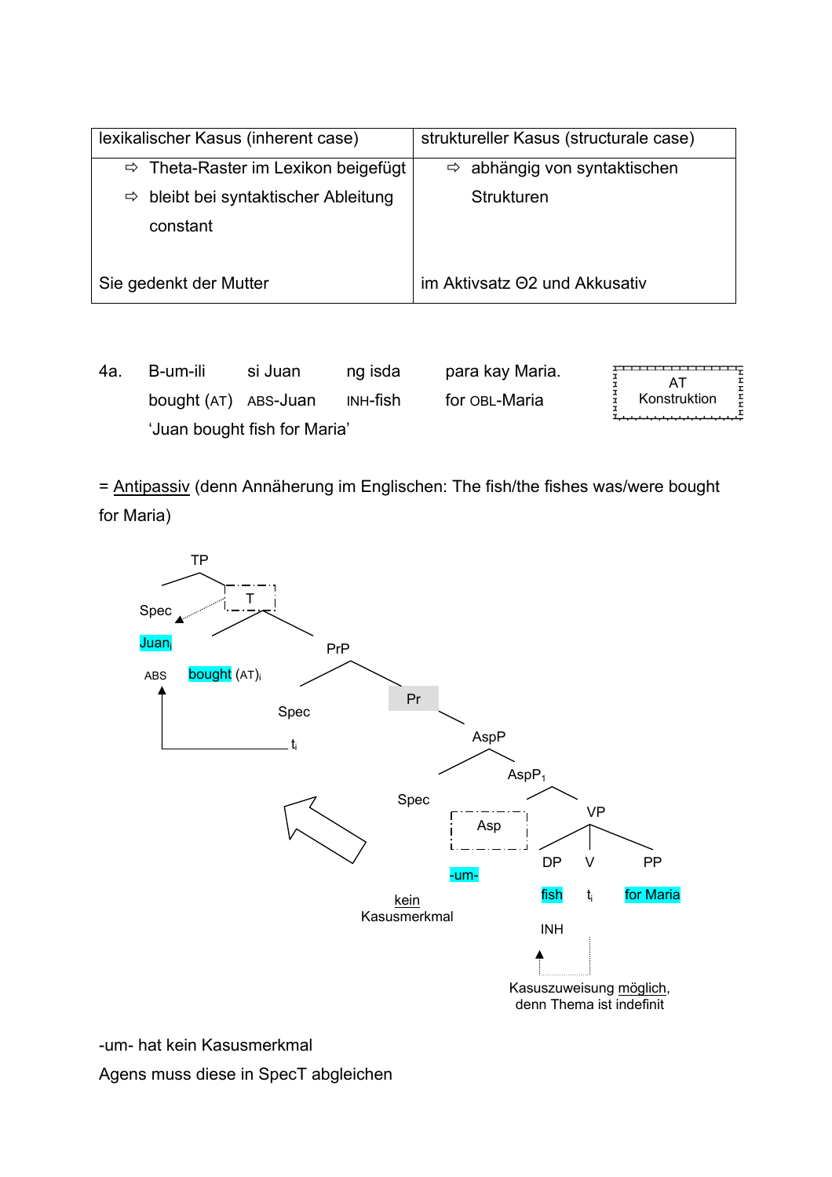| lexikalischer Kasus (inherent case) | struktureller Kasus (structurale case) |
|---|---|
| ⇨ Theta-Raster im Lexikon beigefügt<br>⇨ bleibt bei syntaktischer Ableitung constant | ⇨ abhängig von syntaktischen Strukturen |
| Sie gedenkt der Mutter | im Aktivsatz Θ2 und Akkusativ |

4a. B-um-ili si Juan ng isda para kay Maria.
bought (AT) ABS-Juan INH-fish for OBL-Maria
'Juan bought fish for Maria'

AT Konstruktion

= Antipassiv (denn Annäherung im Englischen: The fish/the fishes was/were bought for Maria)

```
TP
├── Spec: Juan_i (ABS)
└── T: bought (AT)_i
    └── PrP
        ├── Spec: t_i
        └── Pr
            └── AspP
                ├── Spec (kein Kasusmerkmal)
                └── AspP_1
                    ├── Asp: -um-
                    └── VP
                        ├── DP: fish (INH)
                        ├── V: t_i
                        └── PP: for Maria
```

Kasuszuweisung möglich, denn Thema ist indefinit

-um- hat kein Kasusmerkmal

Agens muss diese in SpecT abgleichen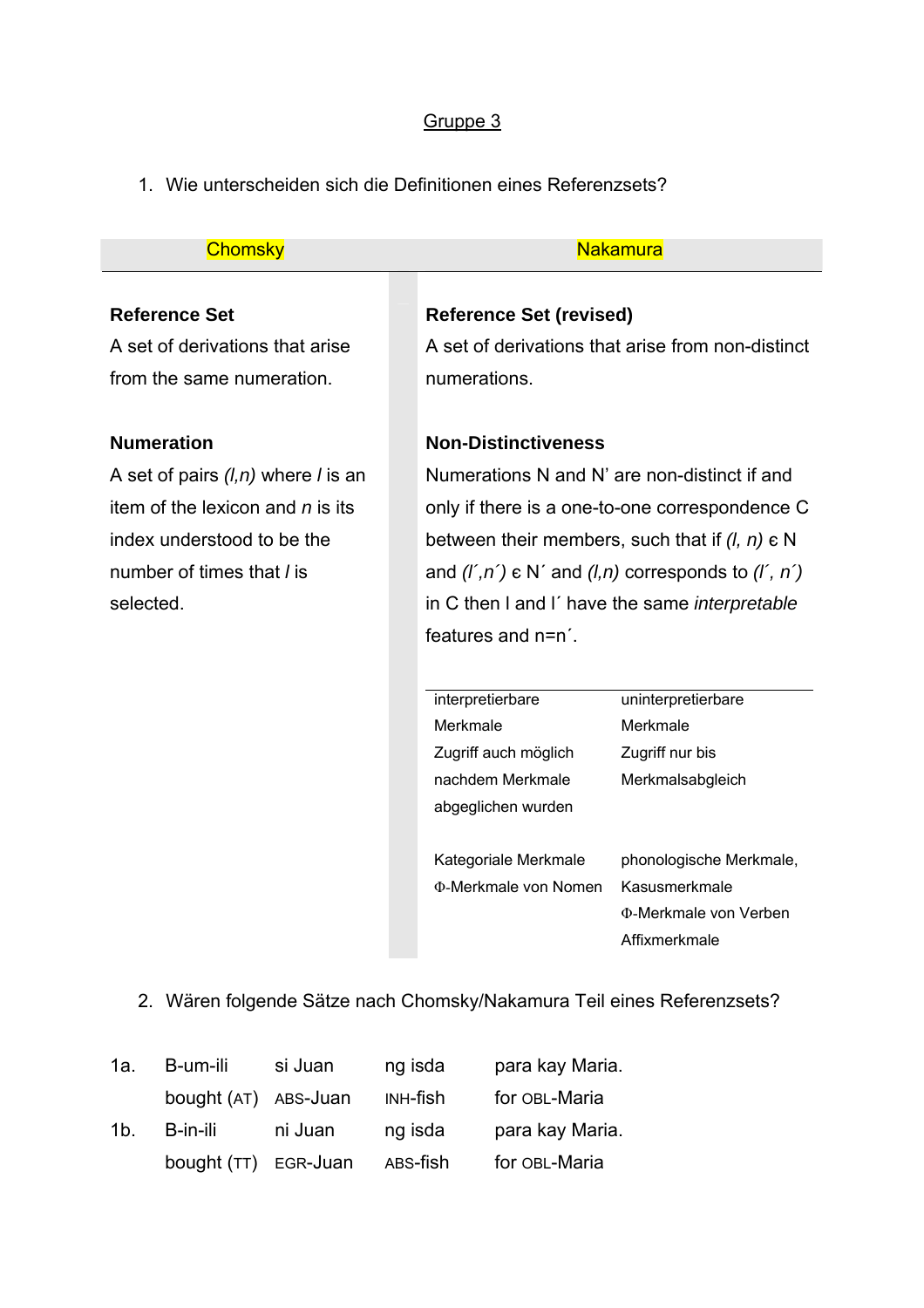Gruppe 3

1. Wie unterscheiden sich die Definitionen eines Referenzsets?

| Chomsky | Nakamura |
| --- | --- |
| **Reference Set**<br>A set of derivations that arise from the same numeration. | **Reference Set (revised)**<br>A set of derivations that arise from non-distinct numerations. |
| **Numeration**<br>A set of pairs *(l,n)* where *l* is an item of the lexicon and *n* is its index understood to be the number of times that *l* is selected. | **Non-Distinctiveness**<br>Numerations N and N' are non-distinct if and only if there is a one-to-one correspondence C between their members, such that if *(l, n)* ε N and *(l´,n´)* ε N´ and *(l,n)* corresponds to *(l´, n´)* in C then l and l´ have the same *interpretable* features and n=n´. |

| interpretierbare Merkmale | uninterpretierbare Merkmale |
| --- | --- |
| Zugriff auch möglich nachdem Merkmale abgeglichen wurden | Zugriff nur bis Merkmalsabgleich |
| Kategoriale Merkmale<br>Φ-Merkmale von Nomen | phonologische Merkmale,<br>Kasusmerkmale<br>Φ-Merkmale von Verben<br>Affixmerkmale |

2. Wären folgende Sätze nach Chomsky/Nakamura Teil eines Referenzsets?

| | | | | |
| --- | --- | --- | --- | --- |
| 1a. | B-um-ili | si Juan | ng isda | para kay Maria. |
| | bought (AT) | ABS-Juan | INH-fish | for OBL-Maria |
| 1b. | B-in-ili | ni Juan | ng isda | para kay Maria. |
| | bought (TT) | EGR-Juan | ABS-fish | for OBL-Maria |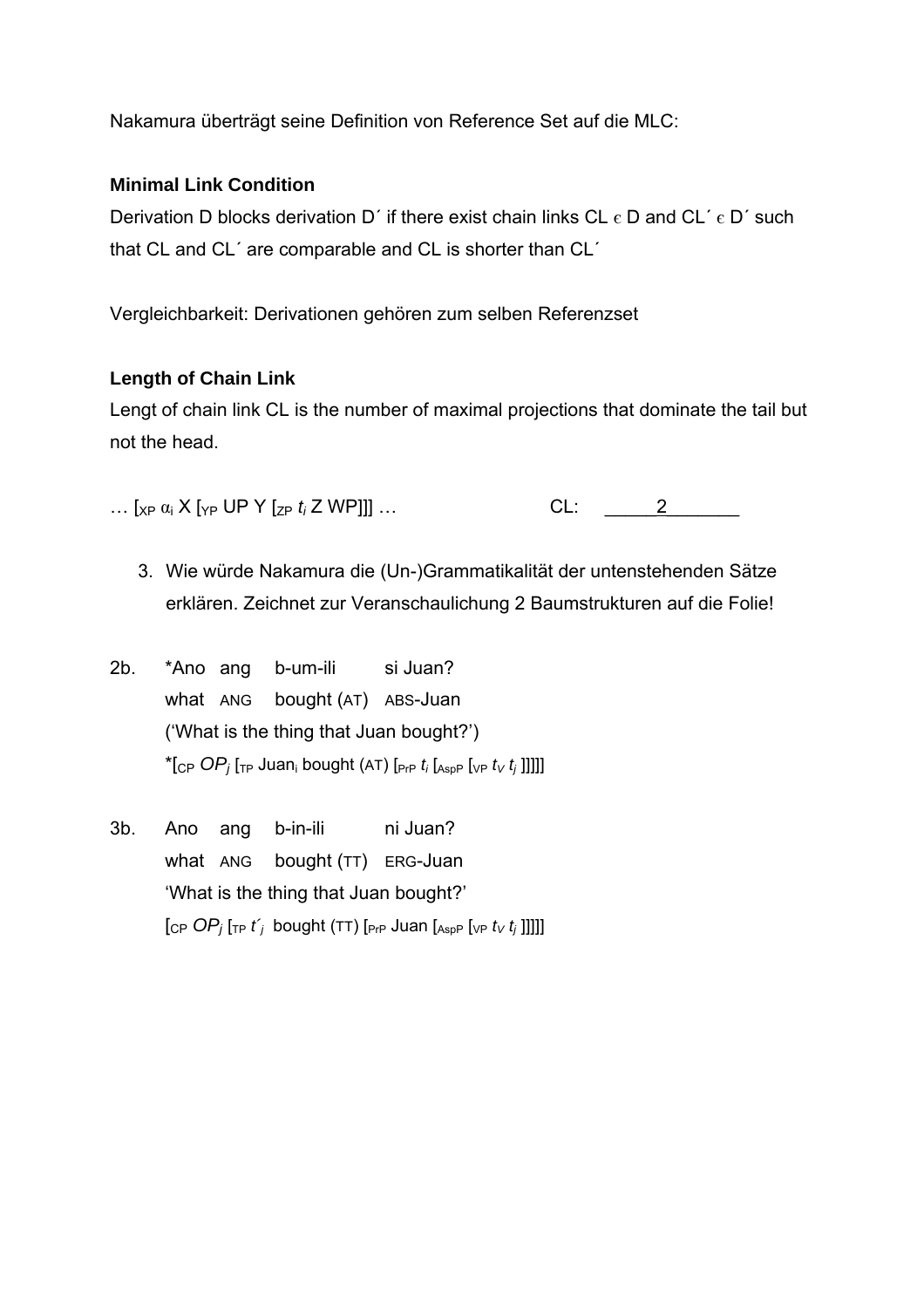Nakamura überträgt seine Definition von Reference Set auf die MLC:

**Minimal Link Condition**

Derivation D blocks derivation D´ if there exist chain links CL ϵ D and CL´ ϵ D´ such that CL and CL´ are comparable and CL is shorter than CL´

Vergleichbarkeit: Derivationen gehören zum selben Referenzset

**Length of Chain Link**

Lengt of chain link CL is the number of maximal projections that dominate the tail but not the head.

… [$_{XP}$ $\alpha_i$ X [$_{YP}$ UP Y [$_{ZP}$ $t_i$ Z WP]]] …     CL: _____2_______

3. Wie würde Nakamura die (Un-)Grammatikalität der untenstehenden Sätze erklären. Zeichnet zur Veranschaulichung 2 Baumstrukturen auf die Folie!

2b. *Ano ang b-um-ili si Juan?
what ANG bought (AT) ABS-Juan
('What is the thing that Juan bought?')
*[$_{CP}$ $OP_j$ [$_{TP}$ Juan$_i$ bought (AT) [$_{PrP}$ $t_i$ [$_{AspP}$ [$_{VP}$ $t_V$ $t_j$ ]]]]]

3b. Ano ang b-in-ili ni Juan?
what ANG bought (TT) ERG-Juan
'What is the thing that Juan bought?'
[$_{CP}$ $OP_j$ [$_{TP}$ $t'_j$ bought (TT) [$_{PrP}$ Juan [$_{AspP}$ [$_{VP}$ $t_V$ $t_j$ ]]]]]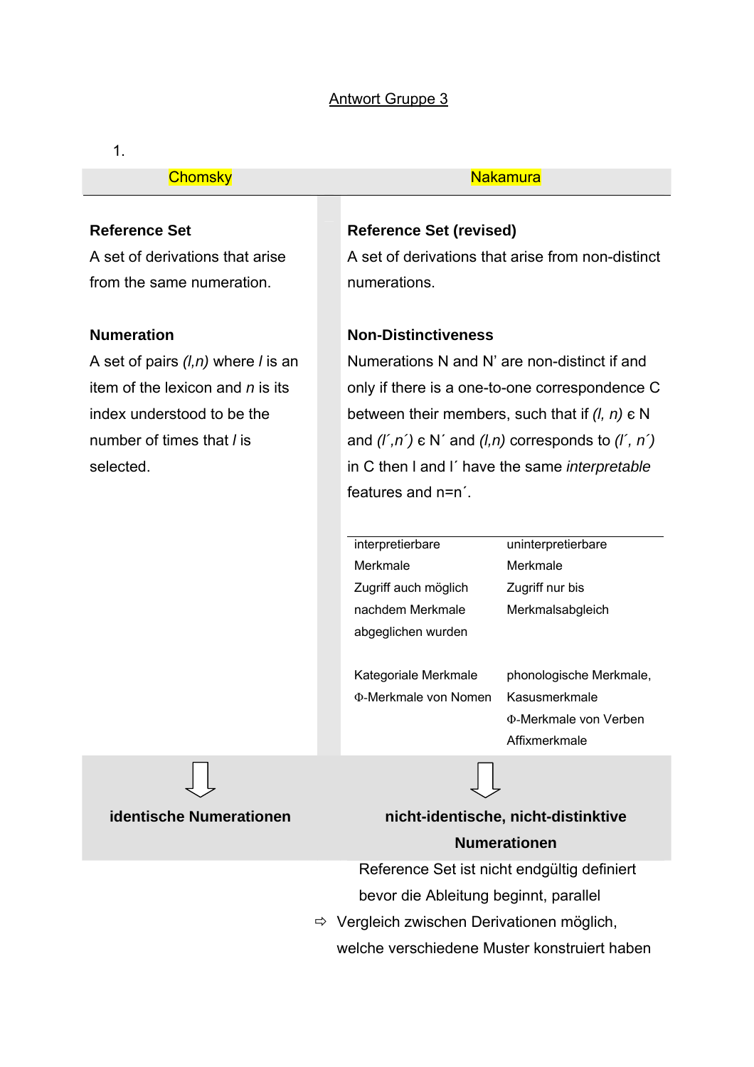Antwort Gruppe 3

1.

| Chomsky | Nakamura |
|---|---|
| **Reference Set**<br>A set of derivations that arise from the same numeration. | **Reference Set (revised)**<br>A set of derivations that arise from non-distinct numerations. |
| **Numeration**<br>A set of pairs *(l,n)* where *l* is an item of the lexicon and *n* is its index understood to be the number of times that *l* is selected. | **Non-Distinctiveness**<br>Numerations N and N' are non-distinct if and only if there is a one-to-one correspondence C between their members, such that if *(l, n)* є N and *(l´,n´)* є N´ and *(l,n)* corresponds to *(l´, n´)* in C then l and l´ have the same *interpretable* features and n=n´. |

| interpretierbare Merkmale | uninterpretierbare Merkmale |
|---|---|
| Zugriff auch möglich nachdem Merkmale abgeglichen wurden | Zugriff nur bis Merkmalsabgleich |
| Kategoriale Merkmale<br>Φ-Merkmale von Nomen | phonologische Merkmale,<br>Kasusmerkmale<br>Φ-Merkmale von Verben<br>Affixmerkmale |

⇩ **identische Numerationen**

⇩ **nicht-identische, nicht-distinktive Numerationen**

Reference Set ist nicht endgültig definiert bevor die Ableitung beginnt, parallel

⇨ Vergleich zwischen Derivationen möglich, welche verschiedene Muster konstruiert haben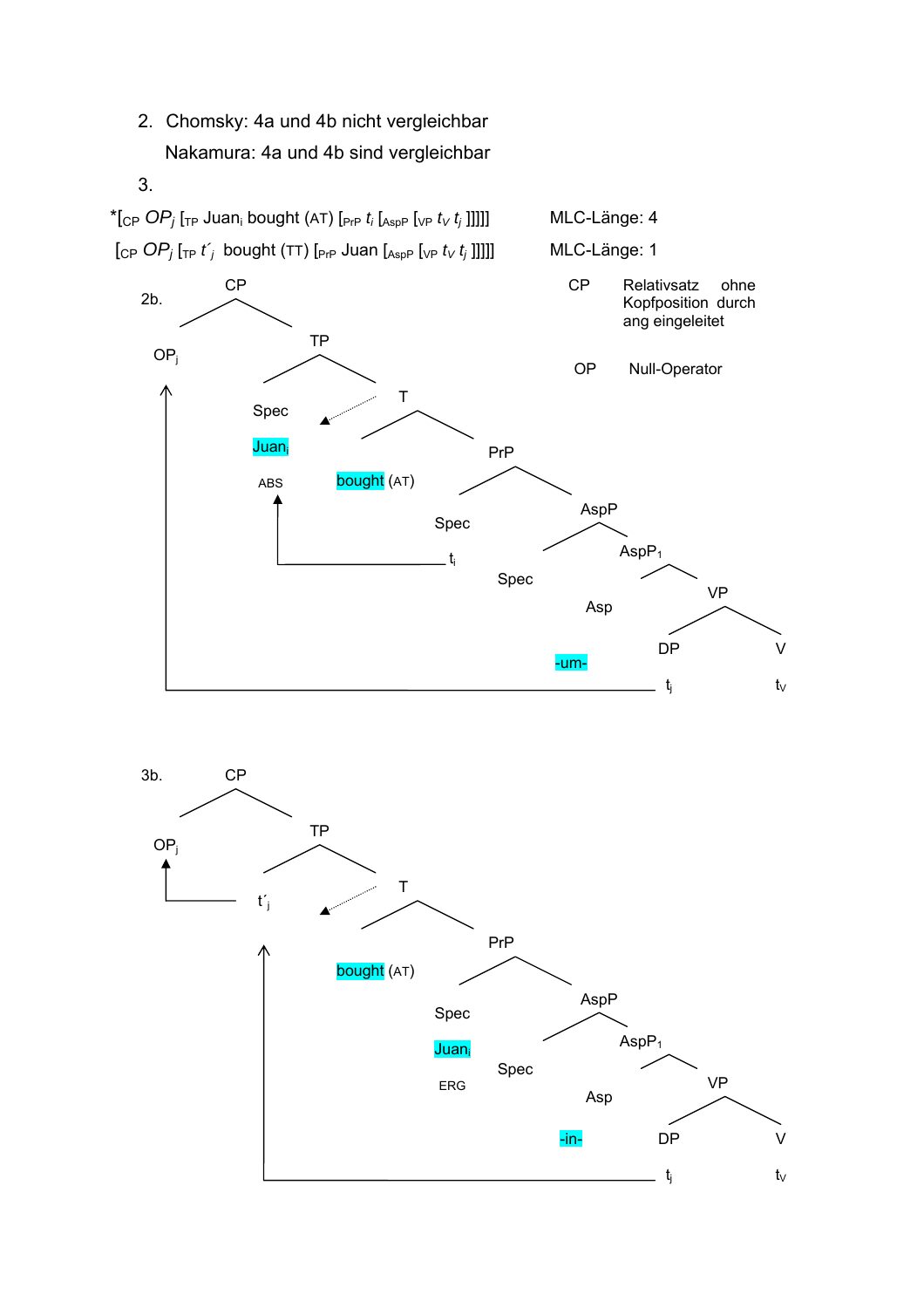2. Chomsky: 4a und 4b nicht vergleichbar

   Nakamura: 4a und 4b sind vergleichbar

3.

*[$_{CP}$ *OP$_j$* [$_{TP}$ Juan$_i$ bought (AT) [$_{PrP}$ *t$_i$* [$_{AspP}$ [$_{VP}$ *t$_V$* *t$_j$* ]]]]]  MLC-Länge: 4

[$_{CP}$ *OP$_j$* [$_{TP}$ *t´$_j$* bought (TT) [$_{PrP}$ Juan [$_{AspP}$ [$_{VP}$ *t$_V$* *t$_j$* ]]]]]  MLC-Länge: 1

2b.

```
CP
├── OPj
└── TP
    ├── Spec
    │   └── Juani  (ABS)
    └── T
        ├── bought (AT)
        └── PrP
            ├── Spec
            │   └── ti
            └── AspP
                ├── Spec
                └── AspP1
                    ├── Asp
                    │   └── -um-
                    └── VP
                        ├── DP
                        │   └── tj
                        └── V
                            └── tV
```

CP  Relativsatz ohne Kopfposition durch ang eingeleitet

OP  Null-Operator

3b.

```
CP
├── OPj
└── TP
    ├── t´j
    └── T
        ├── bought (AT)
        └── PrP
            ├── Spec
            │   └── Juani  (ERG)
            └── AspP
                ├── Spec
                └── AspP1
                    ├── Asp
                    │   └── -in-
                    └── VP
                        ├── DP
                        │   └── tj
                        └── V
                            └── tV
```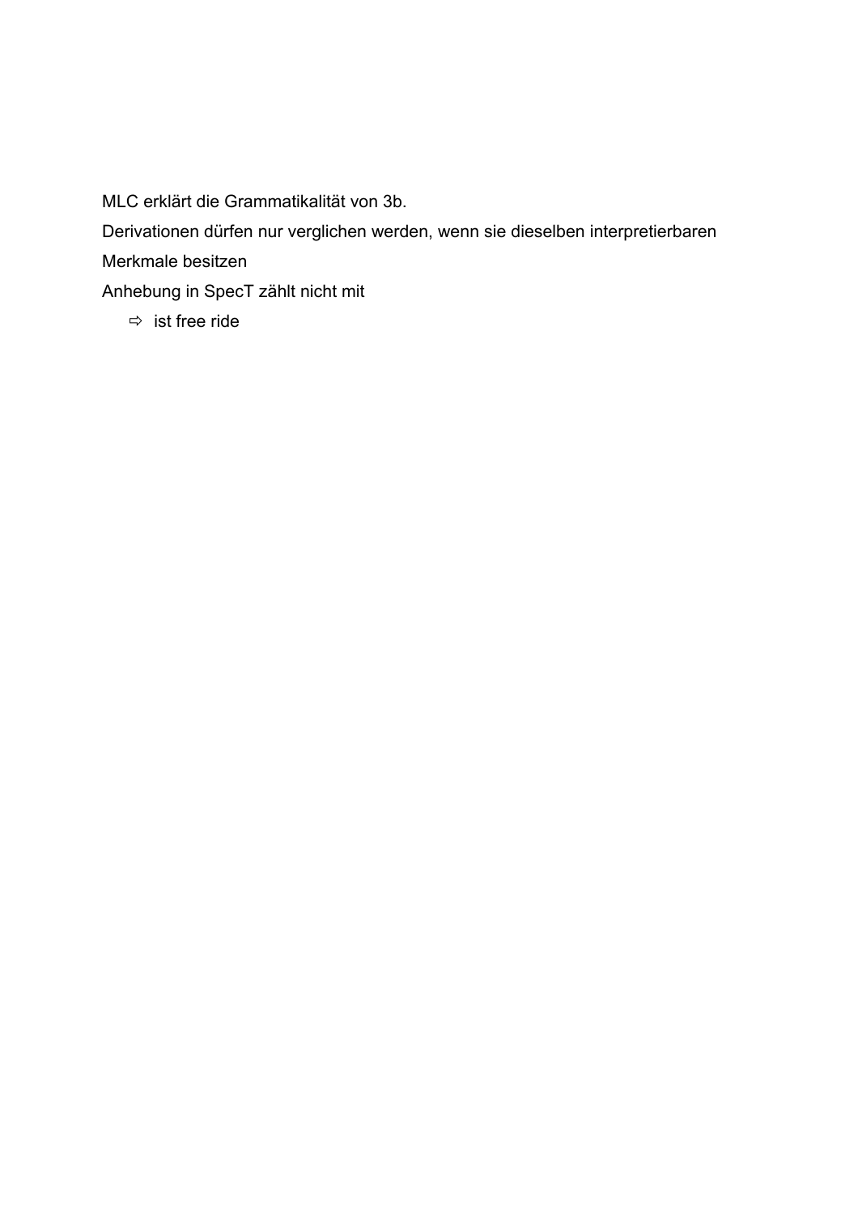MLC erklärt die Grammatikalität von 3b.

Derivationen dürfen nur verglichen werden, wenn sie dieselben interpretierbaren Merkmale besitzen

Anhebung in SpecT zählt nicht mit

- ⇨ ist free ride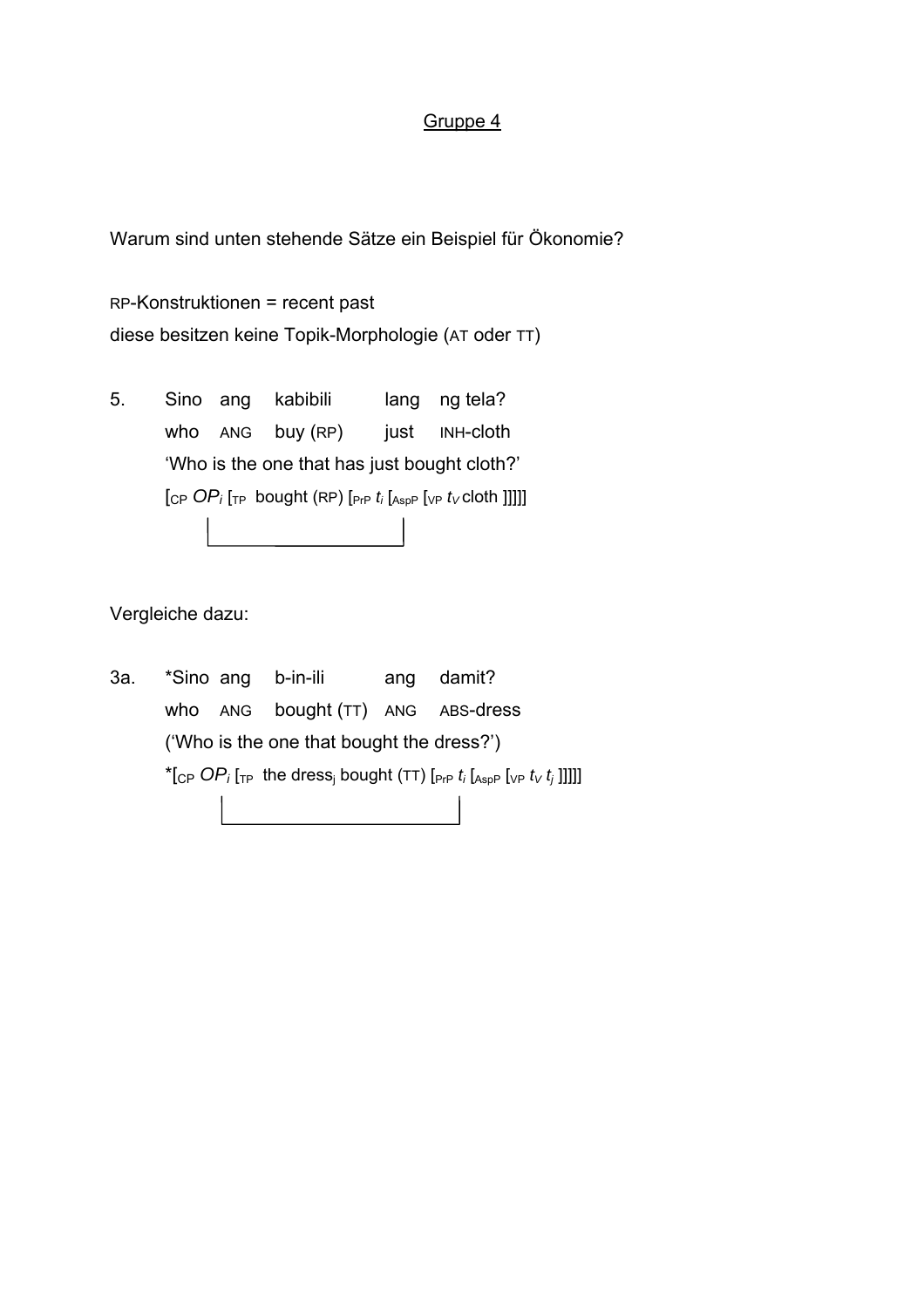Gruppe 4

Warum sind unten stehende Sätze ein Beispiel für Ökonomie?

RP-Konstruktionen = recent past
diese besitzen keine Topik-Morphologie (AT oder TT)

5. Sino ang kabibili lang ng tela?
   who ANG buy (RP) just INH-cloth
   'Who is the one that has just bought cloth?'
   [$_{CP}$ *OP*$_i$ [$_{TP}$ bought (RP) [$_{PrP}$ *t*$_i$ [$_{AspP}$ [$_{VP}$ *t*$_V$ cloth ]]]]]

Vergleiche dazu:

3a. *Sino ang b-in-ili ang damit?
   who ANG bought (TT) ANG ABS-dress
   ('Who is the one that bought the dress?')
   *[$_{CP}$ *OP*$_i$ [$_{TP}$ the dress$_j$ bought (TT) [$_{PrP}$ *t*$_i$ [$_{AspP}$ [$_{VP}$ *t*$_V$ *t*$_j$ ]]]]]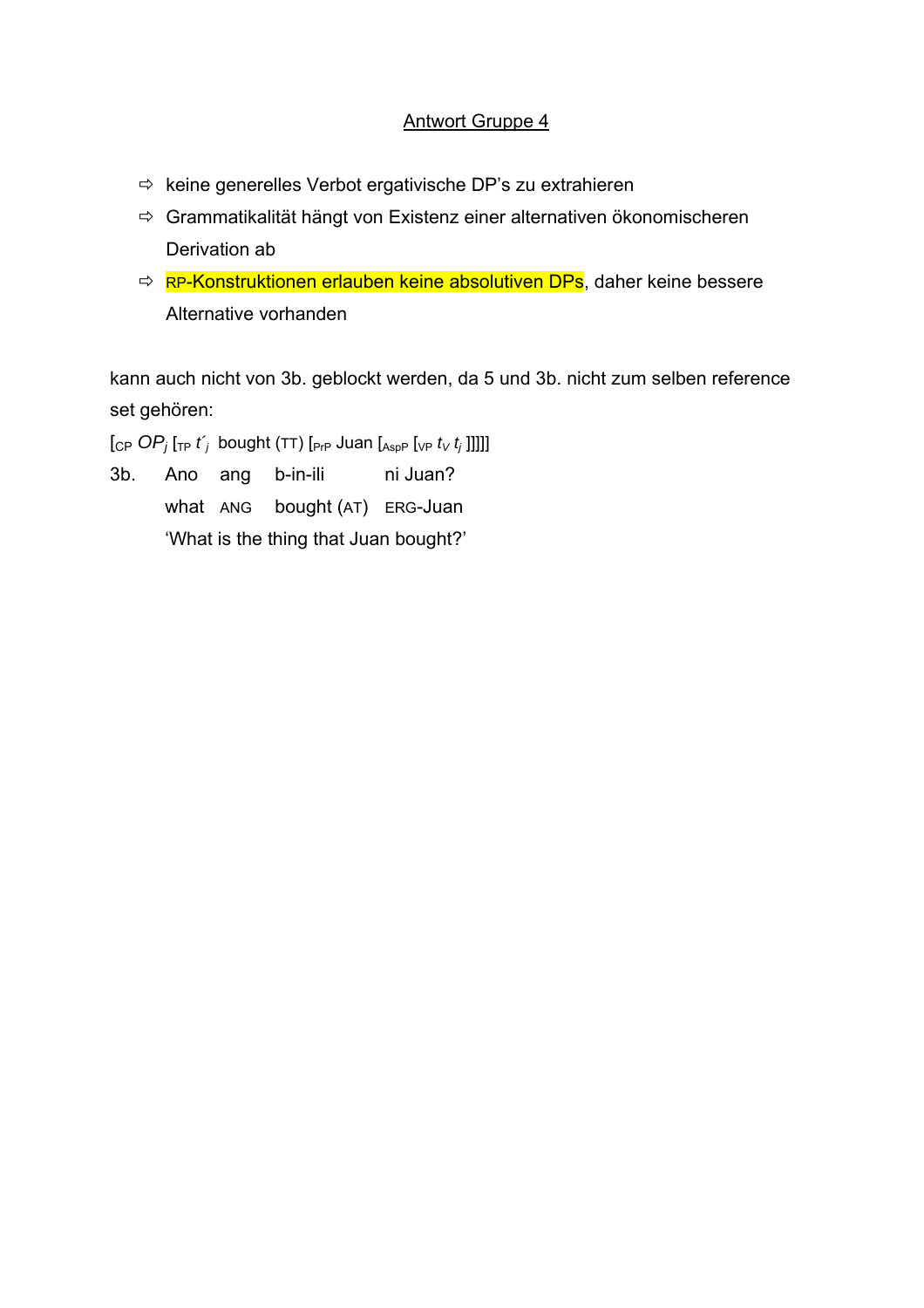Antwort Gruppe 4

- ⇨ keine generelles Verbot ergativische DP's zu extrahieren
- ⇨ Grammatikalität hängt von Existenz einer alternativen ökonomischeren Derivation ab
- ⇨ RP-Konstruktionen erlauben keine absolutiven DPs, daher keine bessere Alternative vorhanden

kann auch nicht von 3b. geblockt werden, da 5 und 3b. nicht zum selben reference set gehören:

[$_{CP}$ *OP$_j$* [$_{TP}$ *t´$_j$* bought (TT) [$_{PrP}$ Juan [$_{AspP}$ [$_{VP}$ *t$_V$* *t$_j$* ]]]]]

| | | | | |
|---|---|---|---|---|
| 3b. | Ano | ang | b-in-ili | ni Juan? |
| | what | ANG | bought (AT) | ERG-Juan |
| | 'What is the thing that Juan bought?' | | | |